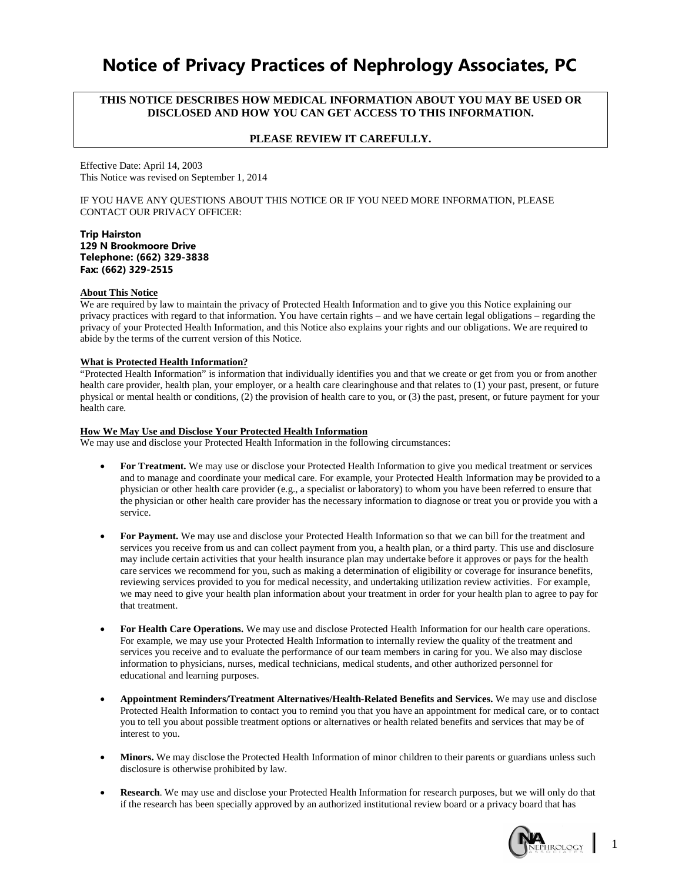# Notice of Privacy Practices of Nephrology Associates, PC

**THIS NOTICE DESCRIBES HOW MEDICAL INFORMATION ABOUT YOU MAY BE USED OR DISCLOSED AND HOW YOU CAN GET ACCESS TO THIS INFORMATION.**

**PLEASE REVIEW IT CAREFULLY.**

Effective Date: April 14, 2003
This Notice was revised on September 1, 2014

IF YOU HAVE ANY QUESTIONS ABOUT THIS NOTICE OR IF YOU NEED MORE INFORMATION, PLEASE CONTACT OUR PRIVACY OFFICER:

**Trip Hairston**
**129 N Brookmoore Drive**
**Telephone: (662) 329-3838**
**Fax: (662) 329-2515**

**About This Notice**

We are required by law to maintain the privacy of Protected Health Information and to give you this Notice explaining our privacy practices with regard to that information. You have certain rights – and we have certain legal obligations – regarding the privacy of your Protected Health Information, and this Notice also explains your rights and our obligations. We are required to abide by the terms of the current version of this Notice.

**What is Protected Health Information?**

"Protected Health Information" is information that individually identifies you and that we create or get from you or from another health care provider, health plan, your employer, or a health care clearinghouse and that relates to (1) your past, present, or future physical or mental health or conditions, (2) the provision of health care to you, or (3) the past, present, or future payment for your health care.

**How We May Use and Disclose Your Protected Health Information**

We may use and disclose your Protected Health Information in the following circumstances:

- **For Treatment.** We may use or disclose your Protected Health Information to give you medical treatment or services and to manage and coordinate your medical care. For example, your Protected Health Information may be provided to a physician or other health care provider (e.g., a specialist or laboratory) to whom you have been referred to ensure that the physician or other health care provider has the necessary information to diagnose or treat you or provide you with a service.

- **For Payment.** We may use and disclose your Protected Health Information so that we can bill for the treatment and services you receive from us and can collect payment from you, a health plan, or a third party. This use and disclosure may include certain activities that your health insurance plan may undertake before it approves or pays for the health care services we recommend for you, such as making a determination of eligibility or coverage for insurance benefits, reviewing services provided to you for medical necessity, and undertaking utilization review activities. For example, we may need to give your health plan information about your treatment in order for your health plan to agree to pay for that treatment.

- **For Health Care Operations.** We may use and disclose Protected Health Information for our health care operations. For example, we may use your Protected Health Information to internally review the quality of the treatment and services you receive and to evaluate the performance of our team members in caring for you. We also may disclose information to physicians, nurses, medical technicians, medical students, and other authorized personnel for educational and learning purposes.

- **Appointment Reminders/Treatment Alternatives/Health-Related Benefits and Services.** We may use and disclose Protected Health Information to contact you to remind you that you have an appointment for medical care, or to contact you to tell you about possible treatment options or alternatives or health related benefits and services that may be of interest to you.

- **Minors.** We may disclose the Protected Health Information of minor children to their parents or guardians unless such disclosure is otherwise prohibited by law.

- **Research**. We may use and disclose your Protected Health Information for research purposes, but we will only do that if the research has been specially approved by an authorized institutional review board or a privacy board that has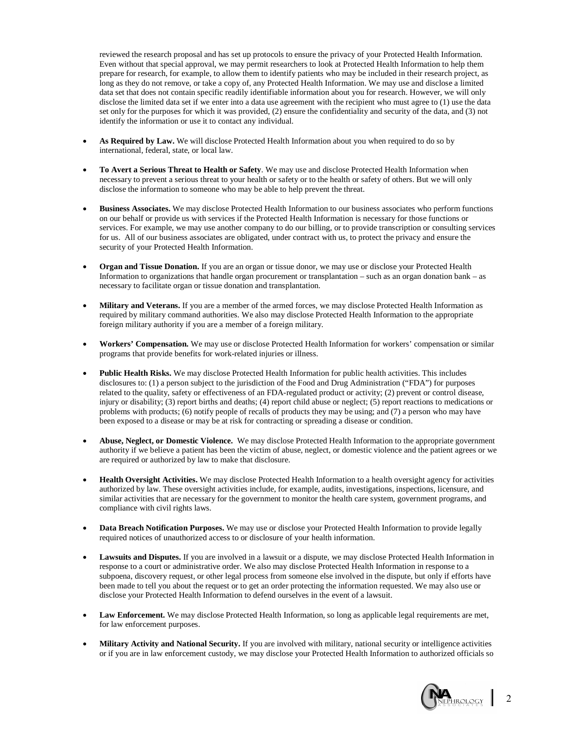reviewed the research proposal and has set up protocols to ensure the privacy of your Protected Health Information. Even without that special approval, we may permit researchers to look at Protected Health Information to help them prepare for research, for example, to allow them to identify patients who may be included in their research project, as long as they do not remove, or take a copy of, any Protected Health Information. We may use and disclose a limited data set that does not contain specific readily identifiable information about you for research. However, we will only disclose the limited data set if we enter into a data use agreement with the recipient who must agree to (1) use the data set only for the purposes for which it was provided, (2) ensure the confidentiality and security of the data, and (3) not identify the information or use it to contact any individual.

- **As Required by Law.** We will disclose Protected Health Information about you when required to do so by international, federal, state, or local law.

- **To Avert a Serious Threat to Health or Safety**. We may use and disclose Protected Health Information when necessary to prevent a serious threat to your health or safety or to the health or safety of others. But we will only disclose the information to someone who may be able to help prevent the threat.

- **Business Associates.** We may disclose Protected Health Information to our business associates who perform functions on our behalf or provide us with services if the Protected Health Information is necessary for those functions or services. For example, we may use another company to do our billing, or to provide transcription or consulting services for us. All of our business associates are obligated, under contract with us, to protect the privacy and ensure the security of your Protected Health Information.

- **Organ and Tissue Donation.** If you are an organ or tissue donor, we may use or disclose your Protected Health Information to organizations that handle organ procurement or transplantation – such as an organ donation bank – as necessary to facilitate organ or tissue donation and transplantation.

- **Military and Veterans.** If you are a member of the armed forces, we may disclose Protected Health Information as required by military command authorities. We also may disclose Protected Health Information to the appropriate foreign military authority if you are a member of a foreign military.

- **Workers' Compensation.** We may use or disclose Protected Health Information for workers' compensation or similar programs that provide benefits for work-related injuries or illness.

- **Public Health Risks.** We may disclose Protected Health Information for public health activities. This includes disclosures to: (1) a person subject to the jurisdiction of the Food and Drug Administration ("FDA") for purposes related to the quality, safety or effectiveness of an FDA-regulated product or activity; (2) prevent or control disease, injury or disability; (3) report births and deaths; (4) report child abuse or neglect; (5) report reactions to medications or problems with products; (6) notify people of recalls of products they may be using; and (7) a person who may have been exposed to a disease or may be at risk for contracting or spreading a disease or condition.

- **Abuse, Neglect, or Domestic Violence.** We may disclose Protected Health Information to the appropriate government authority if we believe a patient has been the victim of abuse, neglect, or domestic violence and the patient agrees or we are required or authorized by law to make that disclosure.

- **Health Oversight Activities.** We may disclose Protected Health Information to a health oversight agency for activities authorized by law. These oversight activities include, for example, audits, investigations, inspections, licensure, and similar activities that are necessary for the government to monitor the health care system, government programs, and compliance with civil rights laws.

- **Data Breach Notification Purposes.** We may use or disclose your Protected Health Information to provide legally required notices of unauthorized access to or disclosure of your health information.

- **Lawsuits and Disputes.** If you are involved in a lawsuit or a dispute, we may disclose Protected Health Information in response to a court or administrative order. We also may disclose Protected Health Information in response to a subpoena, discovery request, or other legal process from someone else involved in the dispute, but only if efforts have been made to tell you about the request or to get an order protecting the information requested. We may also use or disclose your Protected Health Information to defend ourselves in the event of a lawsuit.

- **Law Enforcement.** We may disclose Protected Health Information, so long as applicable legal requirements are met, for law enforcement purposes.

- **Military Activity and National Security.** If you are involved with military, national security or intelligence activities or if you are in law enforcement custody, we may disclose your Protected Health Information to authorized officials so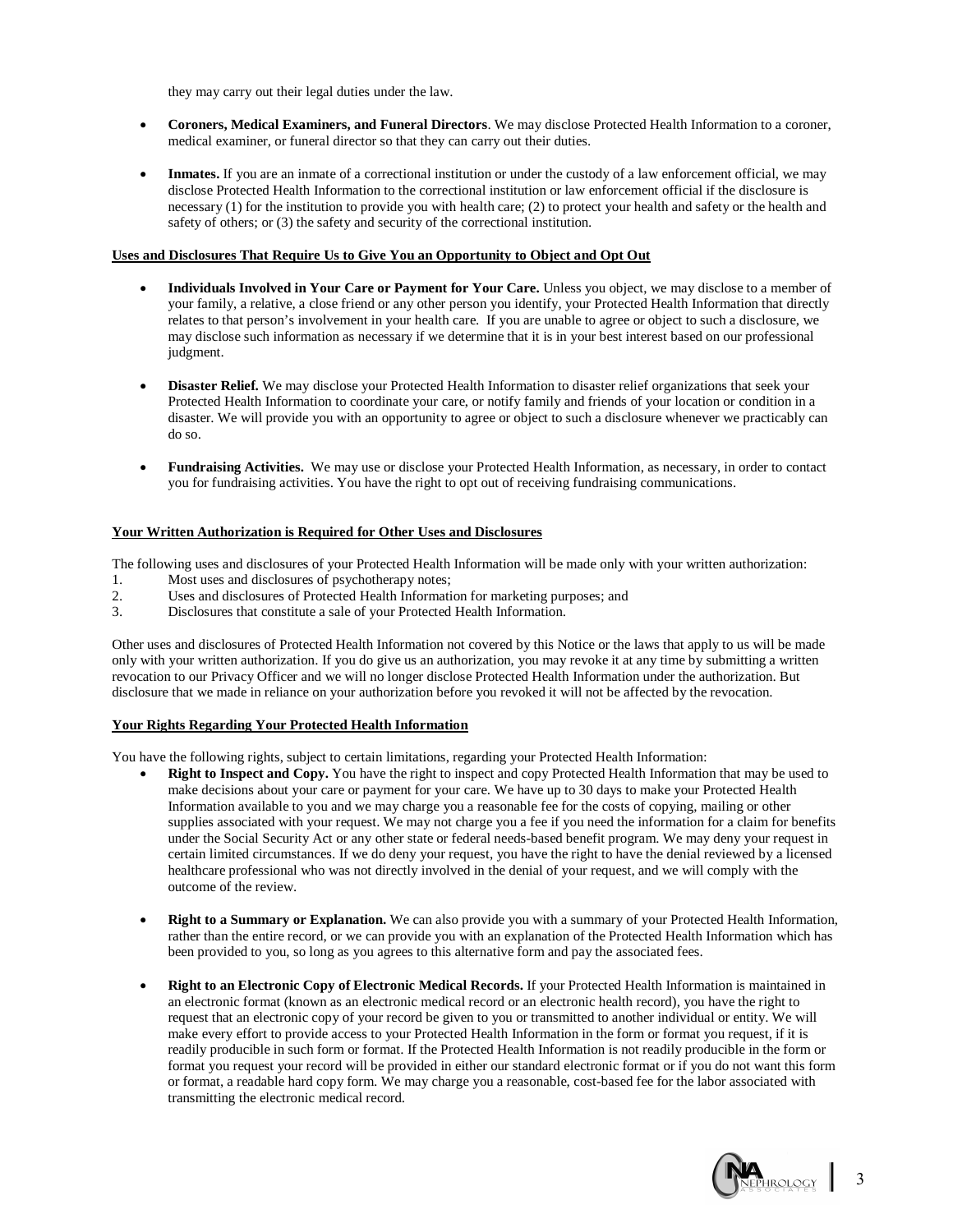they may carry out their legal duties under the law.

- **Coroners, Medical Examiners, and Funeral Directors**. We may disclose Protected Health Information to a coroner, medical examiner, or funeral director so that they can carry out their duties.

- **Inmates.** If you are an inmate of a correctional institution or under the custody of a law enforcement official, we may disclose Protected Health Information to the correctional institution or law enforcement official if the disclosure is necessary (1) for the institution to provide you with health care; (2) to protect your health and safety or the health and safety of others; or (3) the safety and security of the correctional institution.

**Uses and Disclosures That Require Us to Give You an Opportunity to Object and Opt Out**

- **Individuals Involved in Your Care or Payment for Your Care.** Unless you object, we may disclose to a member of your family, a relative, a close friend or any other person you identify, your Protected Health Information that directly relates to that person's involvement in your health care. If you are unable to agree or object to such a disclosure, we may disclose such information as necessary if we determine that it is in your best interest based on our professional judgment.

- **Disaster Relief.** We may disclose your Protected Health Information to disaster relief organizations that seek your Protected Health Information to coordinate your care, or notify family and friends of your location or condition in a disaster. We will provide you with an opportunity to agree or object to such a disclosure whenever we practicably can do so.

- **Fundraising Activities.** We may use or disclose your Protected Health Information, as necessary, in order to contact you for fundraising activities. You have the right to opt out of receiving fundraising communications.

**Your Written Authorization is Required for Other Uses and Disclosures**

The following uses and disclosures of your Protected Health Information will be made only with your written authorization:

1. Most uses and disclosures of psychotherapy notes;
2. Uses and disclosures of Protected Health Information for marketing purposes; and
3. Disclosures that constitute a sale of your Protected Health Information.

Other uses and disclosures of Protected Health Information not covered by this Notice or the laws that apply to us will be made only with your written authorization. If you do give us an authorization, you may revoke it at any time by submitting a written revocation to our Privacy Officer and we will no longer disclose Protected Health Information under the authorization. But disclosure that we made in reliance on your authorization before you revoked it will not be affected by the revocation.

**Your Rights Regarding Your Protected Health Information**

You have the following rights, subject to certain limitations, regarding your Protected Health Information:

- **Right to Inspect and Copy.** You have the right to inspect and copy Protected Health Information that may be used to make decisions about your care or payment for your care. We have up to 30 days to make your Protected Health Information available to you and we may charge you a reasonable fee for the costs of copying, mailing or other supplies associated with your request. We may not charge you a fee if you need the information for a claim for benefits under the Social Security Act or any other state or federal needs-based benefit program. We may deny your request in certain limited circumstances. If we do deny your request, you have the right to have the denial reviewed by a licensed healthcare professional who was not directly involved in the denial of your request, and we will comply with the outcome of the review.

- **Right to a Summary or Explanation.** We can also provide you with a summary of your Protected Health Information, rather than the entire record, or we can provide you with an explanation of the Protected Health Information which has been provided to you, so long as you agrees to this alternative form and pay the associated fees.

- **Right to an Electronic Copy of Electronic Medical Records.** If your Protected Health Information is maintained in an electronic format (known as an electronic medical record or an electronic health record), you have the right to request that an electronic copy of your record be given to you or transmitted to another individual or entity. We will make every effort to provide access to your Protected Health Information in the form or format you request, if it is readily producible in such form or format. If the Protected Health Information is not readily producible in the form or format you request your record will be provided in either our standard electronic format or if you do not want this form or format, a readable hard copy form. We may charge you a reasonable, cost-based fee for the labor associated with transmitting the electronic medical record.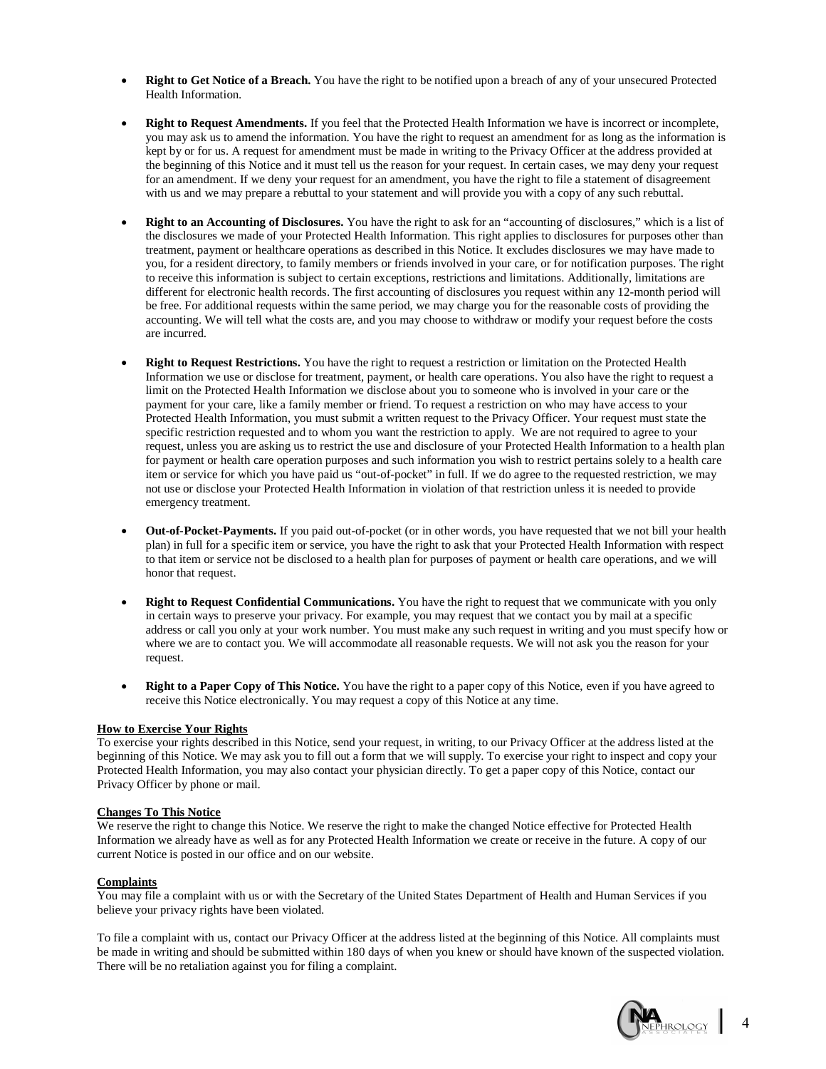- **Right to Get Notice of a Breach.** You have the right to be notified upon a breach of any of your unsecured Protected Health Information.

- **Right to Request Amendments.** If you feel that the Protected Health Information we have is incorrect or incomplete, you may ask us to amend the information. You have the right to request an amendment for as long as the information is kept by or for us. A request for amendment must be made in writing to the Privacy Officer at the address provided at the beginning of this Notice and it must tell us the reason for your request. In certain cases, we may deny your request for an amendment. If we deny your request for an amendment, you have the right to file a statement of disagreement with us and we may prepare a rebuttal to your statement and will provide you with a copy of any such rebuttal.

- **Right to an Accounting of Disclosures.** You have the right to ask for an "accounting of disclosures," which is a list of the disclosures we made of your Protected Health Information. This right applies to disclosures for purposes other than treatment, payment or healthcare operations as described in this Notice. It excludes disclosures we may have made to you, for a resident directory, to family members or friends involved in your care, or for notification purposes. The right to receive this information is subject to certain exceptions, restrictions and limitations. Additionally, limitations are different for electronic health records. The first accounting of disclosures you request within any 12-month period will be free. For additional requests within the same period, we may charge you for the reasonable costs of providing the accounting. We will tell what the costs are, and you may choose to withdraw or modify your request before the costs are incurred.

- **Right to Request Restrictions.** You have the right to request a restriction or limitation on the Protected Health Information we use or disclose for treatment, payment, or health care operations. You also have the right to request a limit on the Protected Health Information we disclose about you to someone who is involved in your care or the payment for your care, like a family member or friend. To request a restriction on who may have access to your Protected Health Information, you must submit a written request to the Privacy Officer. Your request must state the specific restriction requested and to whom you want the restriction to apply. We are not required to agree to your request, unless you are asking us to restrict the use and disclosure of your Protected Health Information to a health plan for payment or health care operation purposes and such information you wish to restrict pertains solely to a health care item or service for which you have paid us "out-of-pocket" in full. If we do agree to the requested restriction, we may not use or disclose your Protected Health Information in violation of that restriction unless it is needed to provide emergency treatment.

- **Out-of-Pocket-Payments.** If you paid out-of-pocket (or in other words, you have requested that we not bill your health plan) in full for a specific item or service, you have the right to ask that your Protected Health Information with respect to that item or service not be disclosed to a health plan for purposes of payment or health care operations, and we will honor that request.

- **Right to Request Confidential Communications.** You have the right to request that we communicate with you only in certain ways to preserve your privacy. For example, you may request that we contact you by mail at a specific address or call you only at your work number. You must make any such request in writing and you must specify how or where we are to contact you. We will accommodate all reasonable requests. We will not ask you the reason for your request.

- **Right to a Paper Copy of This Notice.** You have the right to a paper copy of this Notice, even if you have agreed to receive this Notice electronically. You may request a copy of this Notice at any time.

**How to Exercise Your Rights**

To exercise your rights described in this Notice, send your request, in writing, to our Privacy Officer at the address listed at the beginning of this Notice. We may ask you to fill out a form that we will supply. To exercise your right to inspect and copy your Protected Health Information, you may also contact your physician directly. To get a paper copy of this Notice, contact our Privacy Officer by phone or mail.

**Changes To This Notice**

We reserve the right to change this Notice. We reserve the right to make the changed Notice effective for Protected Health Information we already have as well as for any Protected Health Information we create or receive in the future. A copy of our current Notice is posted in our office and on our website.

**Complaints**

You may file a complaint with us or with the Secretary of the United States Department of Health and Human Services if you believe your privacy rights have been violated.

To file a complaint with us, contact our Privacy Officer at the address listed at the beginning of this Notice. All complaints must be made in writing and should be submitted within 180 days of when you knew or should have known of the suspected violation. There will be no retaliation against you for filing a complaint.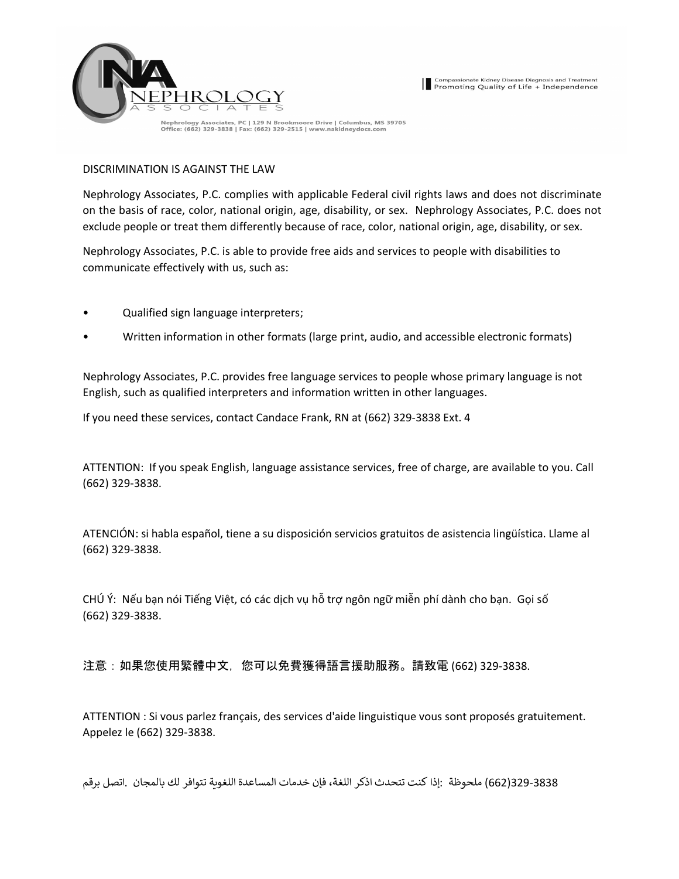NEPHROLOGY ASSOCIATES

Compassionate Kidney Disease Diagnosis and Treatment
Promoting Quality of Life + Independence

Nephrology Associates, PC | 129 N Brookmoore Drive | Columbus, MS 39705
Office: (662) 329-3838 | Fax: (662) 329-2515 | www.nakidneydocs.com

DISCRIMINATION IS AGAINST THE LAW

Nephrology Associates, P.C. complies with applicable Federal civil rights laws and does not discriminate on the basis of race, color, national origin, age, disability, or sex. Nephrology Associates, P.C. does not exclude people or treat them differently because of race, color, national origin, age, disability, or sex.

Nephrology Associates, P.C. is able to provide free aids and services to people with disabilities to communicate effectively with us, such as:

- Qualified sign language interpreters;
- Written information in other formats (large print, audio, and accessible electronic formats)

Nephrology Associates, P.C. provides free language services to people whose primary language is not English, such as qualified interpreters and information written in other languages.

If you need these services, contact Candace Frank, RN at (662) 329-3838 Ext. 4

ATTENTION: If you speak English, language assistance services, free of charge, are available to you. Call (662) 329-3838.

ATENCIÓN: si habla español, tiene a su disposición servicios gratuitos de asistencia lingüística. Llame al (662) 329-3838.

CHÚ Ý: Nếu bạn nói Tiếng Việt, có các dịch vụ hỗ trợ ngôn ngữ miễn phí dành cho bạn. Gọi số (662) 329-3838.

注意：如果您使用繁體中文，您可以免費獲得語言援助服務。請致電 (662) 329-3838.

ATTENTION : Si vous parlez français, des services d'aide linguistique vous sont proposés gratuitement. Appelez le (662) 329-3838.

ملحوظة: إذا كنت تتحدث اذكر اللغة، فإن خدمات المساعدة اللغوية تتوافر لك بالمجان. اتصل برقم (662)329-3838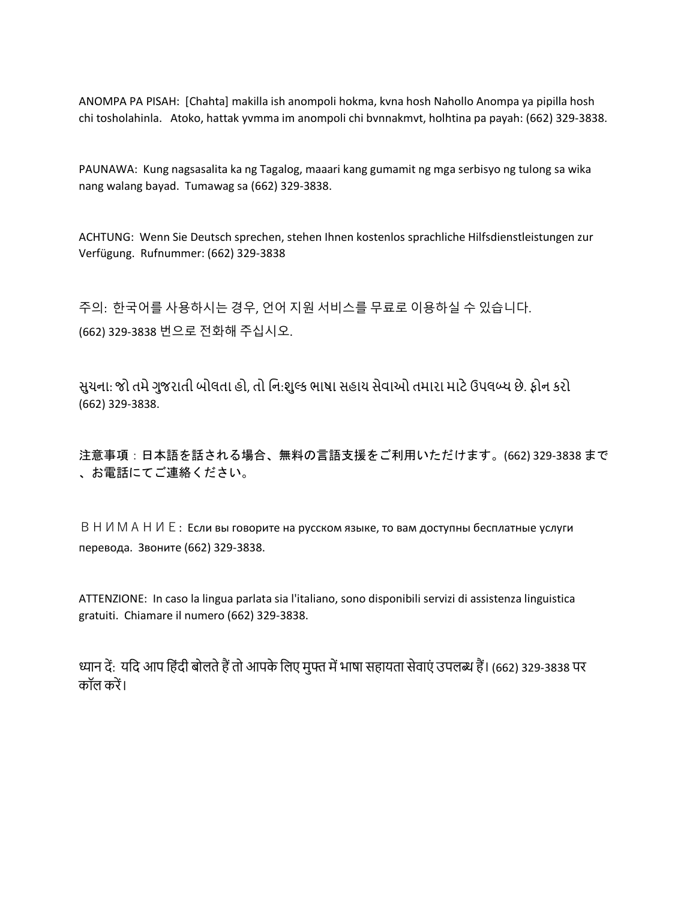ANOMPA PA PISAH: [Chahta] makilla ish anompoli hokma, kvna hosh Nahollo Anompa ya pipilla hosh chi tosholahinla. Atoko, hattak yvmma im anompoli chi bvnnakmvt, holhtina pa payah: (662) 329-3838.

PAUNAWA: Kung nagsasalita ka ng Tagalog, maaari kang gumamit ng mga serbisyo ng tulong sa wika nang walang bayad. Tumawag sa (662) 329-3838.

ACHTUNG: Wenn Sie Deutsch sprechen, stehen Ihnen kostenlos sprachliche Hilfsdienstleistungen zur Verfügung. Rufnummer: (662) 329-3838

주의: 한국어를 사용하시는 경우, 언어 지원 서비스를 무료로 이용하실 수 있습니다. (662) 329-3838 번으로 전화해 주십시오.

સુચના: જો તમે ગુજરાતી બોલતા હો, તો નિ:શુલ્ક ભાષા સહાય સેવાઓ તમારા માટે ઉપલબ્ધ છે. ફોન કરો (662) 329-3838.

注意事項：日本語を話される場合、無料の言語支援をご利用いただけます。(662) 329-3838 まで、お電話にてご連絡ください。

ВНИМАНИЕ: Если вы говорите на русском языке, то вам доступны бесплатные услуги перевода. Звоните (662) 329-3838.

ATTENZIONE: In caso la lingua parlata sia l'italiano, sono disponibili servizi di assistenza linguistica gratuiti. Chiamare il numero (662) 329-3838.

ध्यान दें: यदि आप हिंदी बोलते हैं तो आपके लिए मुफ्त में भाषा सहायता सेवाएं उपलब्ध हैं। (662) 329-3838 पर कॉल करें।